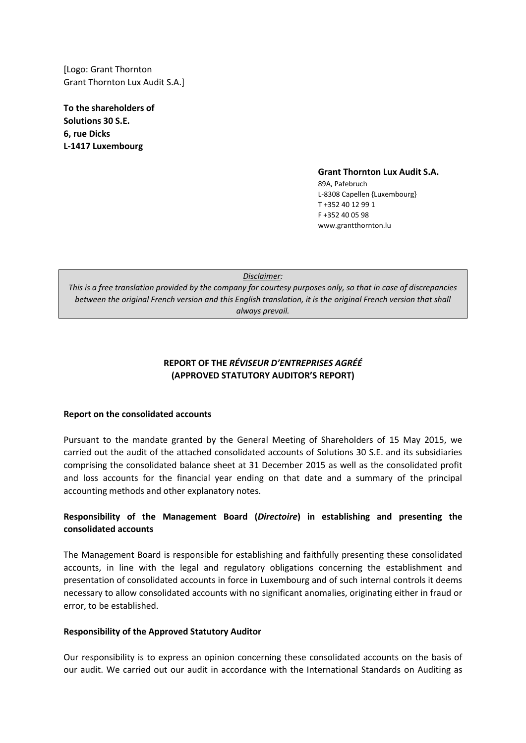[Logo: Grant Thornton
Grant Thornton Lux Audit S.A.]

**To the shareholders of**
**Solutions 30 S.E.**
**6, rue Dicks**
**L-1417 Luxembourg**

**Grant Thornton Lux Audit S.A.**
89A, Pafebruch
L-8308 Capellen {Luxembourg}
T +352 40 12 99 1
F +352 40 05 98
www.grantthornton.lu

*Disclaimer:*
*This is a free translation provided by the company for courtesy purposes only, so that in case of discrepancies between the original French version and this English translation, it is the original French version that shall always prevail.*

# REPORT OF THE *RÉVISEUR D'ENTREPRISES AGRÉÉ* (APPROVED STATUTORY AUDITOR'S REPORT)

**Report on the consolidated accounts**

Pursuant to the mandate granted by the General Meeting of Shareholders of 15 May 2015, we carried out the audit of the attached consolidated accounts of Solutions 30 S.E. and its subsidiaries comprising the consolidated balance sheet at 31 December 2015 as well as the consolidated profit and loss accounts for the financial year ending on that date and a summary of the principal accounting methods and other explanatory notes.

**Responsibility of the Management Board (*Directoire*) in establishing and presenting the consolidated accounts**

The Management Board is responsible for establishing and faithfully presenting these consolidated accounts, in line with the legal and regulatory obligations concerning the establishment and presentation of consolidated accounts in force in Luxembourg and of such internal controls it deems necessary to allow consolidated accounts with no significant anomalies, originating either in fraud or error, to be established.

**Responsibility of the Approved Statutory Auditor**

Our responsibility is to express an opinion concerning these consolidated accounts on the basis of our audit. We carried out our audit in accordance with the International Standards on Auditing as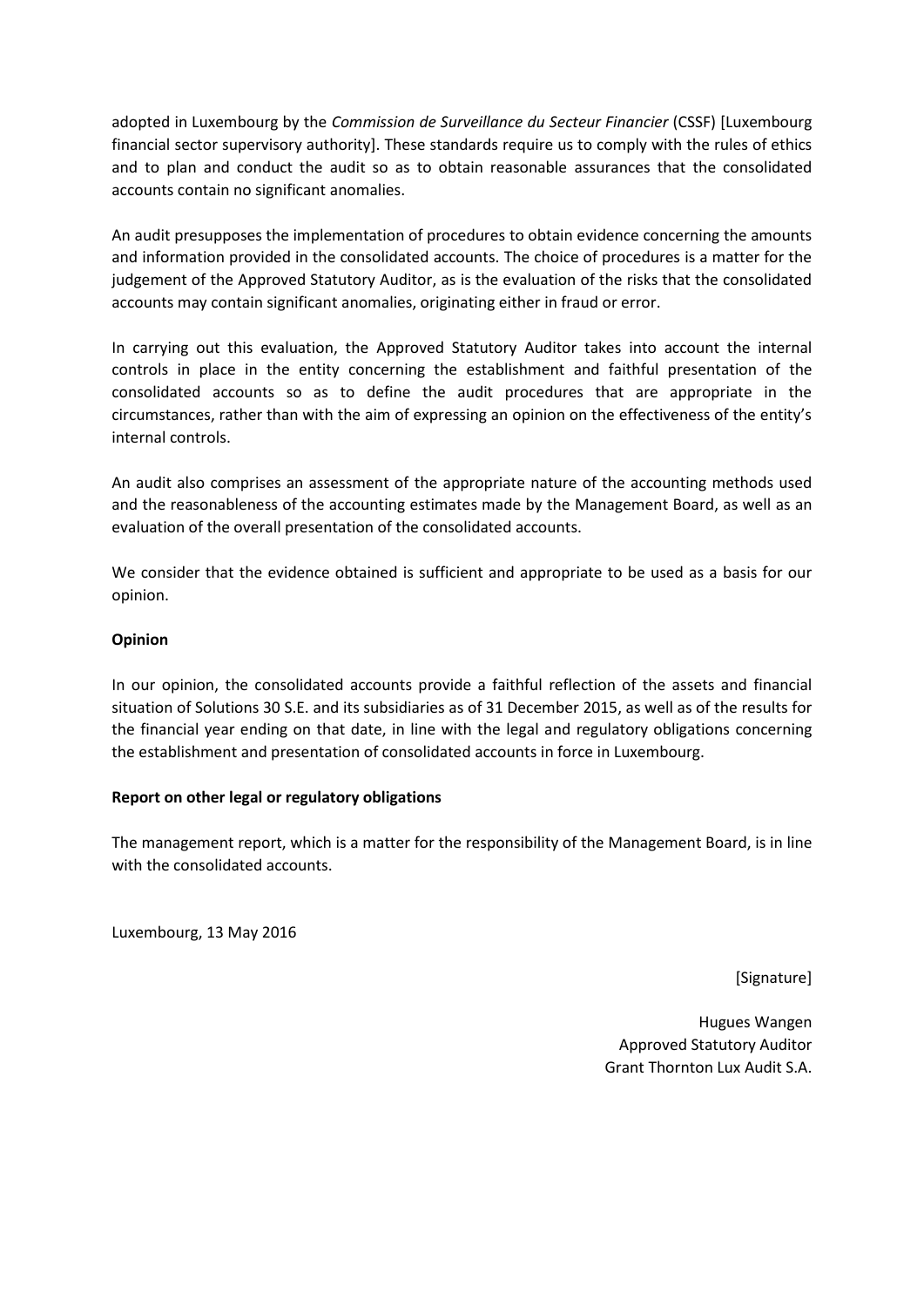adopted in Luxembourg by the *Commission de Surveillance du Secteur Financier* (CSSF) [Luxembourg financial sector supervisory authority]. These standards require us to comply with the rules of ethics and to plan and conduct the audit so as to obtain reasonable assurances that the consolidated accounts contain no significant anomalies.

An audit presupposes the implementation of procedures to obtain evidence concerning the amounts and information provided in the consolidated accounts. The choice of procedures is a matter for the judgement of the Approved Statutory Auditor, as is the evaluation of the risks that the consolidated accounts may contain significant anomalies, originating either in fraud or error.

In carrying out this evaluation, the Approved Statutory Auditor takes into account the internal controls in place in the entity concerning the establishment and faithful presentation of the consolidated accounts so as to define the audit procedures that are appropriate in the circumstances, rather than with the aim of expressing an opinion on the effectiveness of the entity's internal controls.

An audit also comprises an assessment of the appropriate nature of the accounting methods used and the reasonableness of the accounting estimates made by the Management Board, as well as an evaluation of the overall presentation of the consolidated accounts.

We consider that the evidence obtained is sufficient and appropriate to be used as a basis for our opinion.

**Opinion**

In our opinion, the consolidated accounts provide a faithful reflection of the assets and financial situation of Solutions 30 S.E. and its subsidiaries as of 31 December 2015, as well as of the results for the financial year ending on that date, in line with the legal and regulatory obligations concerning the establishment and presentation of consolidated accounts in force in Luxembourg.

**Report on other legal or regulatory obligations**

The management report, which is a matter for the responsibility of the Management Board, is in line with the consolidated accounts.

Luxembourg, 13 May 2016

[Signature]

Hugues Wangen
Approved Statutory Auditor
Grant Thornton Lux Audit S.A.